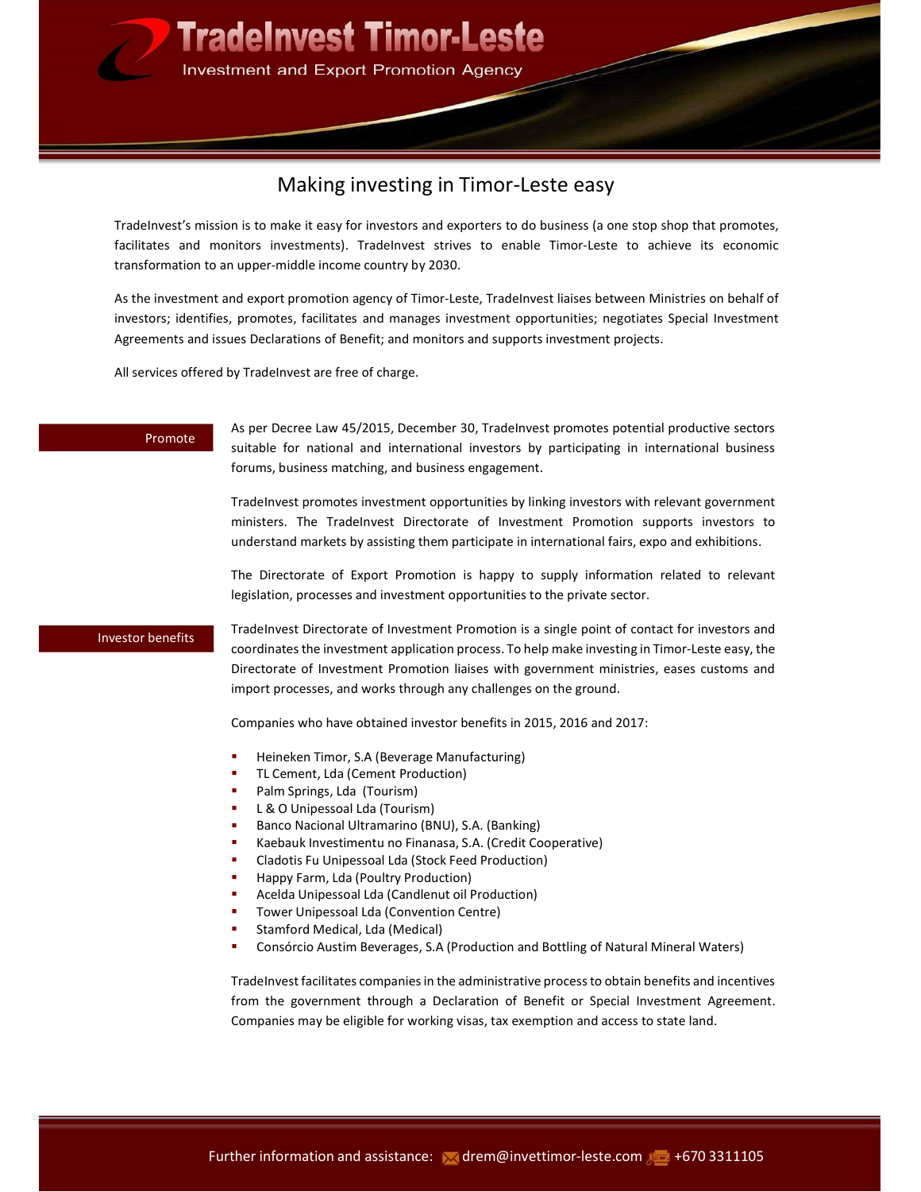# TradeInvest Timor-Leste

Investment and Export Promotion Agency

## Making investing in Timor-Leste easy

TradeInvest's mission is to make it easy for investors and exporters to do business (a one stop shop that promotes, facilitates and monitors investments). TradeInvest strives to enable Timor-Leste to achieve its economic transformation to an upper-middle income country by 2030.

As the investment and export promotion agency of Timor-Leste, TradeInvest liaises between Ministries on behalf of investors; identifies, promotes, facilitates and manages investment opportunities; negotiates Special Investment Agreements and issues Declarations of Benefit; and monitors and supports investment projects.

All services offered by TradeInvest are free of charge.

### Promote

As per Decree Law 45/2015, December 30, TradeInvest promotes potential productive sectors suitable for national and international investors by participating in international business forums, business matching, and business engagement.

TradeInvest promotes investment opportunities by linking investors with relevant government ministers. The TradeInvest Directorate of Investment Promotion supports investors to understand markets by assisting them participate in international fairs, expo and exhibitions.

The Directorate of Export Promotion is happy to supply information related to relevant legislation, processes and investment opportunities to the private sector.

### Investor benefits

TradeInvest Directorate of Investment Promotion is a single point of contact for investors and coordinates the investment application process. To help make investing in Timor-Leste easy, the Directorate of Investment Promotion liaises with government ministries, eases customs and import processes, and works through any challenges on the ground.

Companies who have obtained investor benefits in 2015, 2016 and 2017:

- Heineken Timor, S.A (Beverage Manufacturing)
- TL Cement, Lda (Cement Production)
- Palm Springs, Lda (Tourism)
- L & O Unipessoal Lda (Tourism)
- Banco Nacional Ultramarino (BNU), S.A. (Banking)
- Kaebauk Investimentu no Finanasa, S.A. (Credit Cooperative)
- Cladotis Fu Unipessoal Lda (Stock Feed Production)
- Happy Farm, Lda (Poultry Production)
- Acelda Unipessoal Lda (Candlenut oil Production)
- Tower Unipessoal Lda (Convention Centre)
- Stamford Medical, Lda (Medical)
- Consórcio Austim Beverages, S.A (Production and Bottling of Natural Mineral Waters)

TradeInvest facilitates companies in the administrative process to obtain benefits and incentives from the government through a Declaration of Benefit or Special Investment Agreement. Companies may be eligible for working visas, tax exemption and access to state land.

Further information and assistance: drem@invettimor-leste.com +670 3311105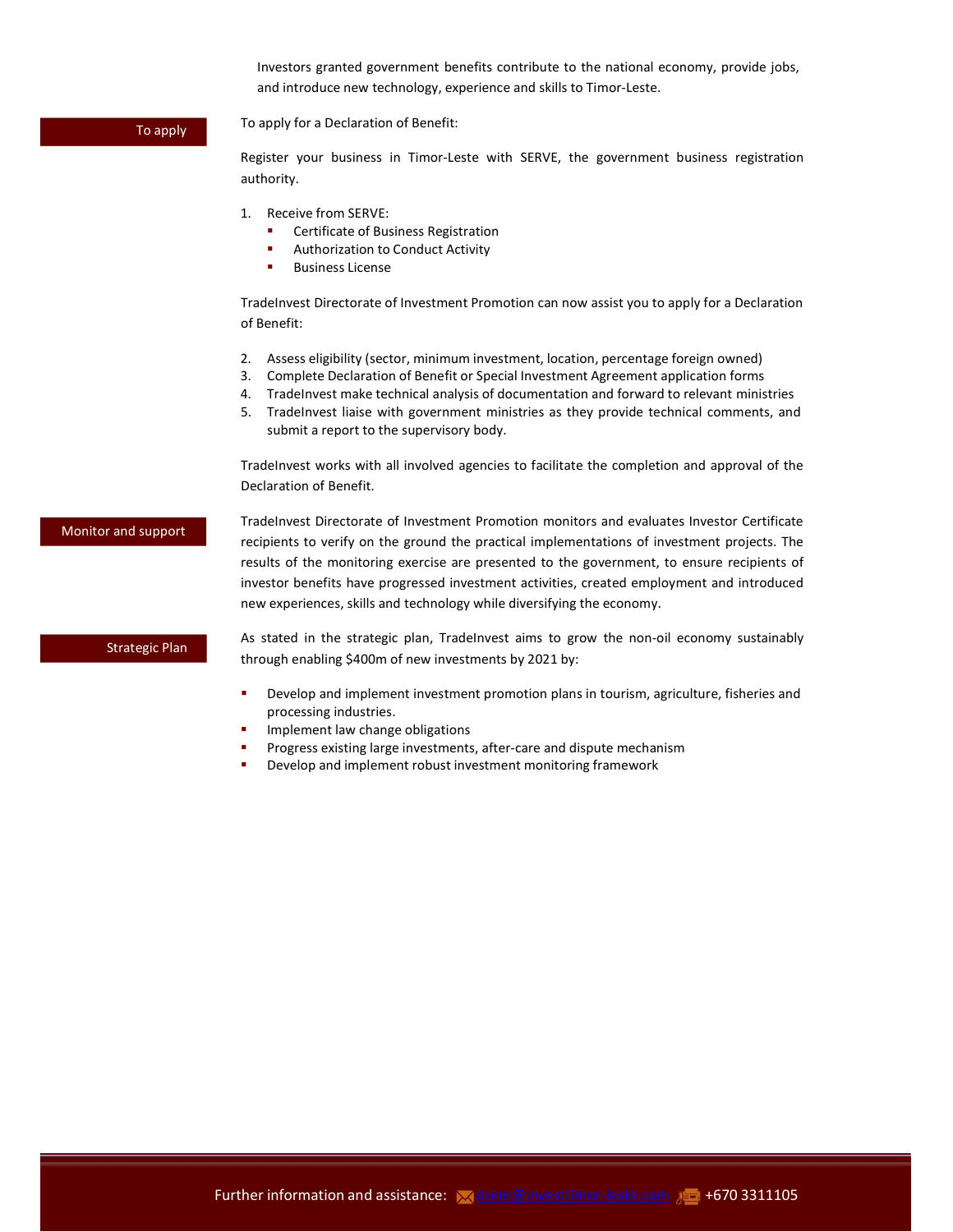Investors granted government benefits contribute to the national economy, provide jobs, and introduce new technology, experience and skills to Timor-Leste.

## To apply

To apply for a Declaration of Benefit:

Register your business in Timor-Leste with SERVE, the government business registration authority.

1. Receive from SERVE:
   - Certificate of Business Registration
   - Authorization to Conduct Activity
   - Business License

TradeInvest Directorate of Investment Promotion can now assist you to apply for a Declaration of Benefit:

2. Assess eligibility (sector, minimum investment, location, percentage foreign owned)
3. Complete Declaration of Benefit or Special Investment Agreement application forms
4. TradeInvest make technical analysis of documentation and forward to relevant ministries
5. TradeInvest liaise with government ministries as they provide technical comments, and submit a report to the supervisory body.

TradeInvest works with all involved agencies to facilitate the completion and approval of the Declaration of Benefit.

## Monitor and support

TradeInvest Directorate of Investment Promotion monitors and evaluates Investor Certificate recipients to verify on the ground the practical implementations of investment projects. The results of the monitoring exercise are presented to the government, to ensure recipients of investor benefits have progressed investment activities, created employment and introduced new experiences, skills and technology while diversifying the economy.

## Strategic Plan

As stated in the strategic plan, TradeInvest aims to grow the non-oil economy sustainably through enabling $400m of new investments by 2021 by:

- Develop and implement investment promotion plans in tourism, agriculture, fisheries and processing industries.
- Implement law change obligations
- Progress existing large investments, after-care and dispute mechanism
- Develop and implement robust investment monitoring framework

Further information and assistance: drem@investtimor-leste.com +670 3311105